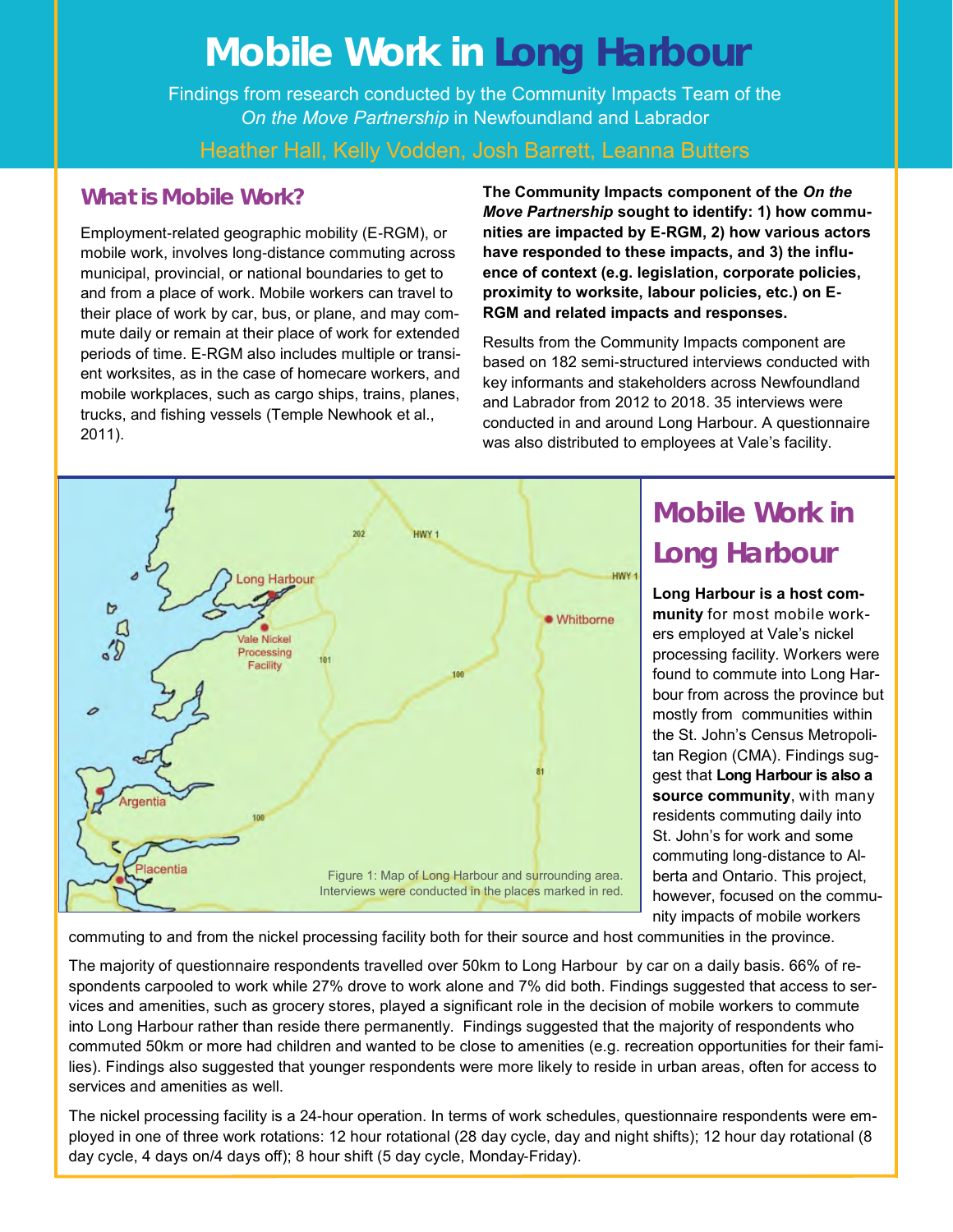# Mobile Work in Long Harbour

Findings from research conducted by the Community Impacts Team of the *On the Move Partnership* in Newfoundland and Labrador

Heather Hall, Kelly Vodden, Josh Barrett, Leanna Butters

## What is Mobile Work?

Employment-related geographic mobility (E-RGM), or mobile work, involves long-distance commuting across municipal, provincial, or national boundaries to get to and from a place of work. Mobile workers can travel to their place of work by car, bus, or plane, and may commute daily or remain at their place of work for extended periods of time. E-RGM also includes multiple or transient worksites, as in the case of homecare workers, and mobile workplaces, such as cargo ships, trains, planes, trucks, and fishing vessels (Temple Newhook et al., 2011).

**The Community Impacts component of the *On the Move Partnership* sought to identify: 1) how communities are impacted by E-RGM, 2) how various actors have responded to these impacts, and 3) the influence of context (e.g. legislation, corporate policies, proximity to worksite, labour policies, etc.) on E-RGM and related impacts and responses.**

Results from the Community Impacts component are based on 182 semi-structured interviews conducted with key informants and stakeholders across Newfoundland and Labrador from 2012 to 2018. 35 interviews were conducted in and around Long Harbour. A questionnaire was also distributed to employees at Vale's facility.

Figure 1: Map of Long Harbour and surrounding area. Interviews were conducted in the places marked in red.

## Mobile Work in Long Harbour

**Long Harbour is a host community** for most mobile workers employed at Vale's nickel processing facility. Workers were found to commute into Long Harbour from across the province but mostly from communities within the St. John's Census Metropolitan Region (CMA). Findings suggest that **Long Harbour is also a source community**, with many residents commuting daily into St. John's for work and some commuting long-distance to Alberta and Ontario. This project, however, focused on the community impacts of mobile workers commuting to and from the nickel processing facility both for their source and host communities in the province.

The majority of questionnaire respondents travelled over 50km to Long Harbour by car on a daily basis. 66% of respondents carpooled to work while 27% drove to work alone and 7% did both. Findings suggested that access to services and amenities, such as grocery stores, played a significant role in the decision of mobile workers to commute into Long Harbour rather than reside there permanently. Findings suggested that the majority of respondents who commuted 50km or more had children and wanted to be close to amenities (e.g. recreation opportunities for their families). Findings also suggested that younger respondents were more likely to reside in urban areas, often for access to services and amenities as well.

The nickel processing facility is a 24-hour operation. In terms of work schedules, questionnaire respondents were employed in one of three work rotations: 12 hour rotational (28 day cycle, day and night shifts); 12 hour day rotational (8 day cycle, 4 days on/4 days off); 8 hour shift (5 day cycle, Monday-Friday).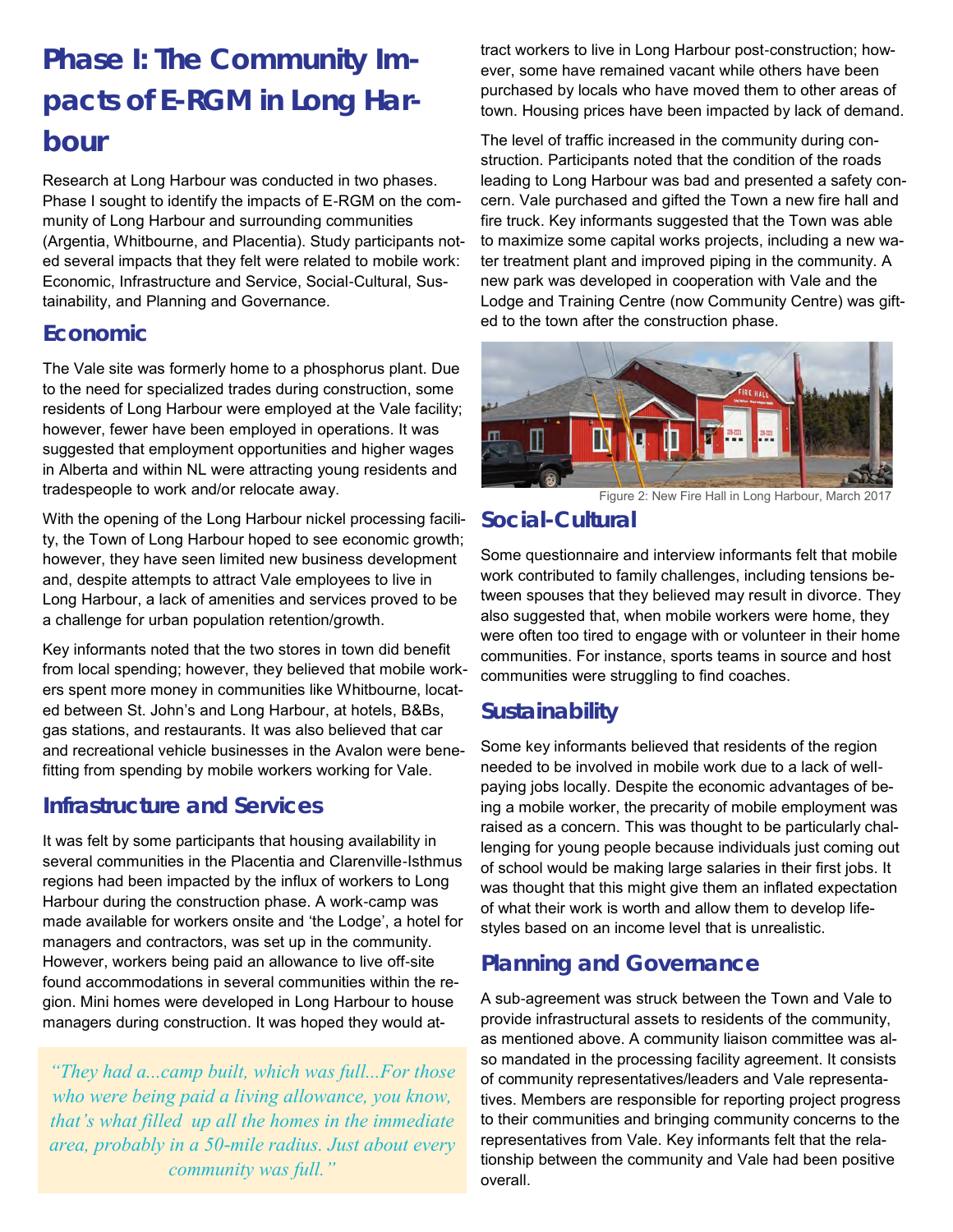# Phase I: The Community Impacts of E-RGM in Long Harbour

Research at Long Harbour was conducted in two phases. Phase I sought to identify the impacts of E-RGM on the community of Long Harbour and surrounding communities (Argentia, Whitbourne, and Placentia). Study participants noted several impacts that they felt were related to mobile work: Economic, Infrastructure and Service, Social-Cultural, Sustainability, and Planning and Governance.

## Economic

The Vale site was formerly home to a phosphorus plant. Due to the need for specialized trades during construction, some residents of Long Harbour were employed at the Vale facility; however, fewer have been employed in operations. It was suggested that employment opportunities and higher wages in Alberta and within NL were attracting young residents and tradespeople to work and/or relocate away.

With the opening of the Long Harbour nickel processing facility, the Town of Long Harbour hoped to see economic growth; however, they have seen limited new business development and, despite attempts to attract Vale employees to live in Long Harbour, a lack of amenities and services proved to be a challenge for urban population retention/growth.

Key informants noted that the two stores in town did benefit from local spending; however, they believed that mobile workers spent more money in communities like Whitbourne, located between St. John's and Long Harbour, at hotels, B&Bs, gas stations, and restaurants. It was also believed that car and recreational vehicle businesses in the Avalon were benefitting from spending by mobile workers working for Vale.

## Infrastructure and Services

It was felt by some participants that housing availability in several communities in the Placentia and Clarenville-Isthmus regions had been impacted by the influx of workers to Long Harbour during the construction phase. A work-camp was made available for workers onsite and 'the Lodge', a hotel for managers and contractors, was set up in the community. However, workers being paid an allowance to live off-site found accommodations in several communities within the region. Mini homes were developed in Long Harbour to house managers during construction. It was hoped they would attract workers to live in Long Harbour post-construction; however, some have remained vacant while others have been purchased by locals who have moved them to other areas of town. Housing prices have been impacted by lack of demand.

> *"They had a...camp built, which was full...For those who were being paid a living allowance, you know, that's what filled up all the homes in the immediate area, probably in a 50-mile radius. Just about every community was full."*

The level of traffic increased in the community during construction. Participants noted that the condition of the roads leading to Long Harbour was bad and presented a safety concern. Vale purchased and gifted the Town a new fire hall and fire truck. Key informants suggested that the Town was able to maximize some capital works projects, including a new water treatment plant and improved piping in the community. A new park was developed in cooperation with Vale and the Lodge and Training Centre (now Community Centre) was gifted to the town after the construction phase.

Figure 2: New Fire Hall in Long Harbour, March 2017

## Social-Cultural

Some questionnaire and interview informants felt that mobile work contributed to family challenges, including tensions between spouses that they believed may result in divorce. They also suggested that, when mobile workers were home, they were often too tired to engage with or volunteer in their home communities. For instance, sports teams in source and host communities were struggling to find coaches.

## Sustainability

Some key informants believed that residents of the region needed to be involved in mobile work due to a lack of well-paying jobs locally. Despite the economic advantages of being a mobile worker, the precarity of mobile employment was raised as a concern. This was thought to be particularly challenging for young people because individuals just coming out of school would be making large salaries in their first jobs. It was thought that this might give them an inflated expectation of what their work is worth and allow them to develop lifestyles based on an income level that is unrealistic.

## Planning and Governance

A sub-agreement was struck between the Town and Vale to provide infrastructural assets to residents of the community, as mentioned above. A community liaison committee was also mandated in the processing facility agreement. It consists of community representatives/leaders and Vale representatives. Members are responsible for reporting project progress to their communities and bringing community concerns to the representatives from Vale. Key informants felt that the relationship between the community and Vale had been positive overall.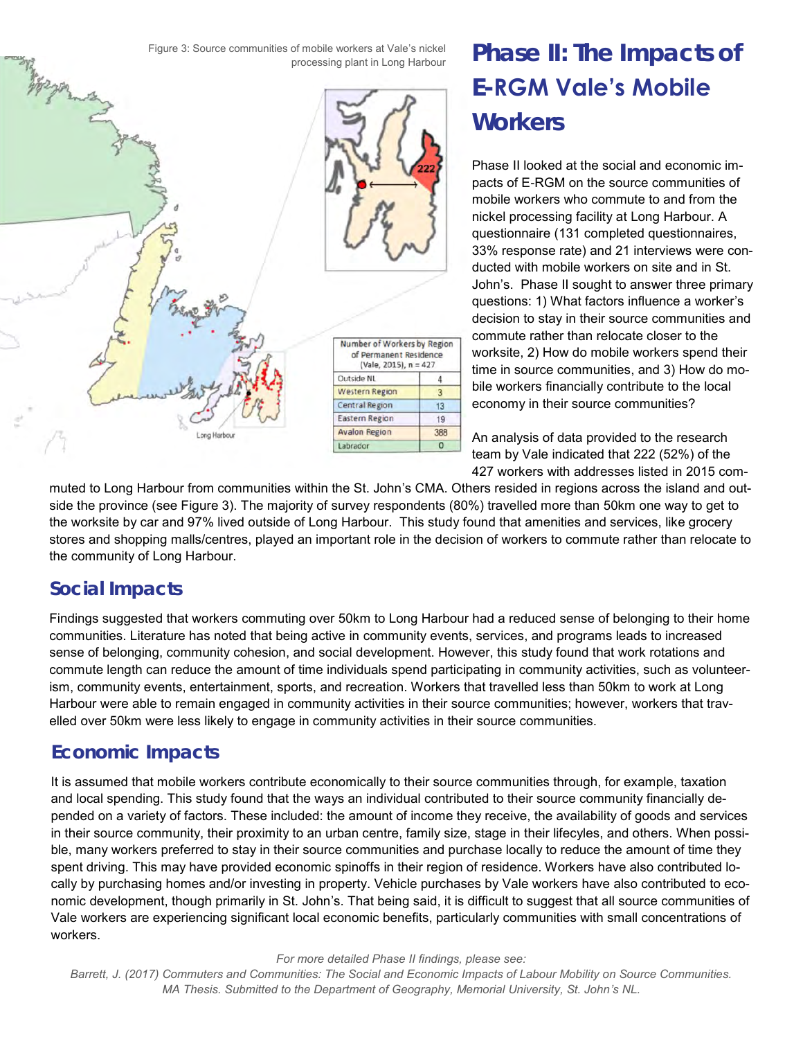Figure 3: Source communities of mobile workers at Vale's nickel processing plant in Long Harbour

| Number of Workers by Region of Permanent Residence (Vale, 2015), n = 427 | |
|---|---|
| Outside NL | 4 |
| Western Region | 3 |
| Central Region | 13 |
| Eastern Region | 19 |
| Avalon Region | 388 |
| Labrador | 0 |

# Phase II: The Impacts of E-RGM Vale's Mobile Workers

Phase II looked at the social and economic impacts of E-RGM on the source communities of mobile workers who commute to and from the nickel processing facility at Long Harbour. A questionnaire (131 completed questionnaires, 33% response rate) and 21 interviews were conducted with mobile workers on site and in St. John's. Phase II sought to answer three primary questions: 1) What factors influence a worker's decision to stay in their source communities and commute rather than relocate closer to the worksite, 2) How do mobile workers spend their time in source communities, and 3) How do mobile workers financially contribute to the local economy in their source communities?

An analysis of data provided to the research team by Vale indicated that 222 (52%) of the 427 workers with addresses listed in 2015 commuted to Long Harbour from communities within the St. John's CMA. Others resided in regions across the island and outside the province (see Figure 3). The majority of survey respondents (80%) travelled more than 50km one way to get to the worksite by car and 97% lived outside of Long Harbour. This study found that amenities and services, like grocery stores and shopping malls/centres, played an important role in the decision of workers to commute rather than relocate to the community of Long Harbour.

## Social Impacts

Findings suggested that workers commuting over 50km to Long Harbour had a reduced sense of belonging to their home communities. Literature has noted that being active in community events, services, and programs leads to increased sense of belonging, community cohesion, and social development. However, this study found that work rotations and commute length can reduce the amount of time individuals spend participating in community activities, such as volunteerism, community events, entertainment, sports, and recreation. Workers that travelled less than 50km to work at Long Harbour were able to remain engaged in community activities in their source communities; however, workers that travelled over 50km were less likely to engage in community activities in their source communities.

## Economic Impacts

It is assumed that mobile workers contribute economically to their source communities through, for example, taxation and local spending. This study found that the ways an individual contributed to their source community financially depended on a variety of factors. These included: the amount of income they receive, the availability of goods and services in their source community, their proximity to an urban centre, family size, stage in their lifecyles, and others. When possible, many workers preferred to stay in their source communities and purchase locally to reduce the amount of time they spent driving. This may have provided economic spinoffs in their region of residence. Workers have also contributed locally by purchasing homes and/or investing in property. Vehicle purchases by Vale workers have also contributed to economic development, though primarily in St. John's. That being said, it is difficult to suggest that all source communities of Vale workers are experiencing significant local economic benefits, particularly communities with small concentrations of workers.

*For more detailed Phase II findings, please see:*
*Barrett, J. (2017) Commuters and Communities: The Social and Economic Impacts of Labour Mobility on Source Communities. MA Thesis. Submitted to the Department of Geography, Memorial University, St. John's NL.*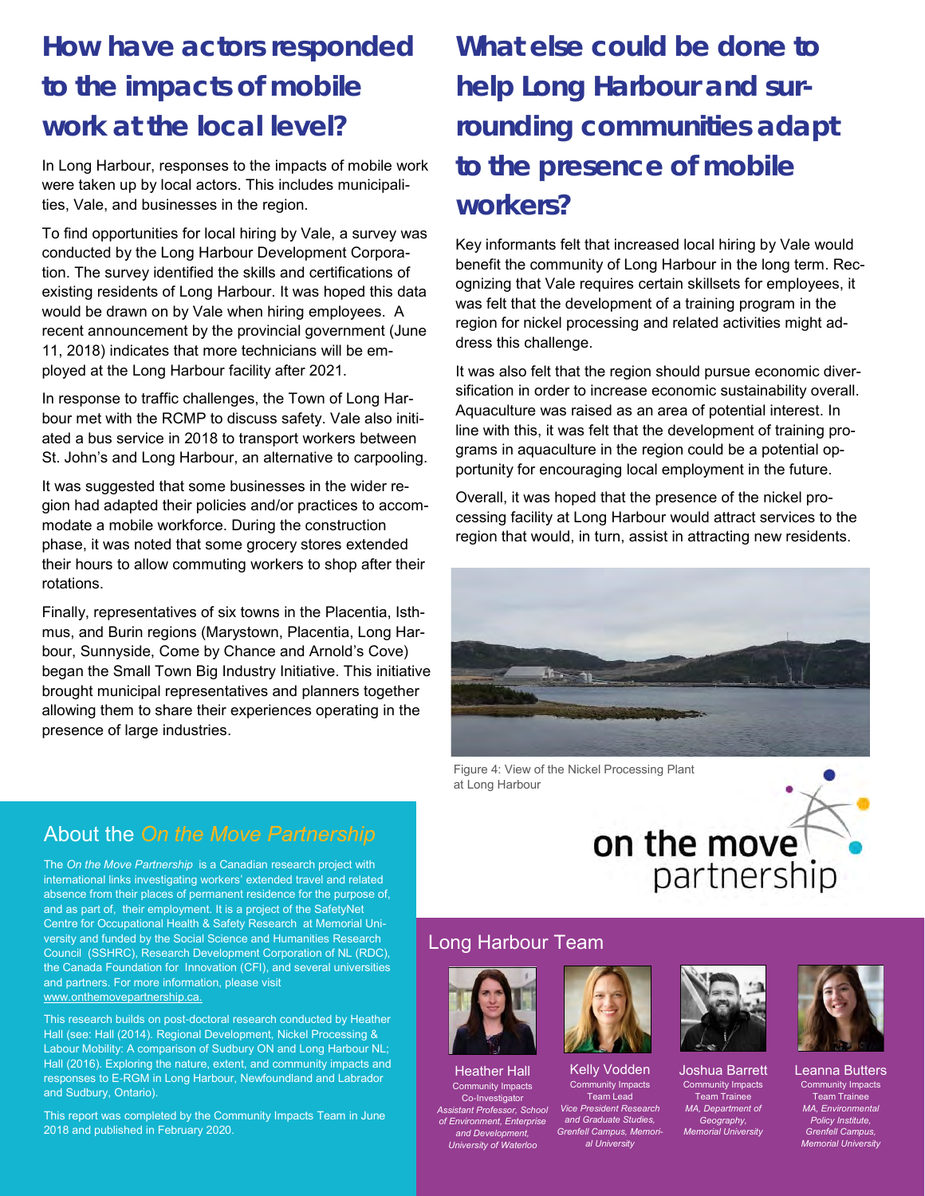## How have actors responded to the impacts of mobile work at the local level?

In Long Harbour, responses to the impacts of mobile work were taken up by local actors. This includes municipalities, Vale, and businesses in the region.

To find opportunities for local hiring by Vale, a survey was conducted by the Long Harbour Development Corporation. The survey identified the skills and certifications of existing residents of Long Harbour. It was hoped this data would be drawn on by Vale when hiring employees. A recent announcement by the provincial government (June 11, 2018) indicates that more technicians will be employed at the Long Harbour facility after 2021.

In response to traffic challenges, the Town of Long Harbour met with the RCMP to discuss safety. Vale also initiated a bus service in 2018 to transport workers between St. John's and Long Harbour, an alternative to carpooling.

It was suggested that some businesses in the wider region had adapted their policies and/or practices to accommodate a mobile workforce. During the construction phase, it was noted that some grocery stores extended their hours to allow commuting workers to shop after their rotations.

Finally, representatives of six towns in the Placentia, Isthmus, and Burin regions (Marystown, Placentia, Long Harbour, Sunnyside, Come by Chance and Arnold's Cove) began the Small Town Big Industry Initiative. This initiative brought municipal representatives and planners together allowing them to share their experiences operating in the presence of large industries.

## What else could be done to help Long Harbour and surrounding communities adapt to the presence of mobile workers?

Key informants felt that increased local hiring by Vale would benefit the community of Long Harbour in the long term. Recognizing that Vale requires certain skillsets for employees, it was felt that the development of a training program in the region for nickel processing and related activities might address this challenge.

It was also felt that the region should pursue economic diversification in order to increase economic sustainability overall. Aquaculture was raised as an area of potential interest. In line with this, it was felt that the development of training programs in aquaculture in the region could be a potential opportunity for encouraging local employment in the future.

Overall, it was hoped that the presence of the nickel processing facility at Long Harbour would attract services to the region that would, in turn, assist in attracting new residents.

Figure 4: View of the Nickel Processing Plant at Long Harbour

### About the *On the Move Partnership*

The *On the Move Partnership* is a Canadian research project with international links investigating workers' extended travel and related absence from their places of permanent residence for the purpose of, and as part of, their employment. It is a project of the SafetyNet Centre for Occupational Health & Safety Research at Memorial University and funded by the Social Science and Humanities Research Council (SSHRC), Research Development Corporation of NL (RDC), the Canada Foundation for Innovation (CFI), and several universities and partners. For more information, please visit www.onthemovepartnership.ca.

This research builds on post-doctoral research conducted by Heather Hall (see: Hall (2014). Regional Development, Nickel Processing & Labour Mobility: A comparison of Sudbury ON and Long Harbour NL; Hall (2016). Exploring the nature, extent, and community impacts and responses to E-RGM in Long Harbour, Newfoundland and Labrador and Sudbury, Ontario).

This report was completed by the Community Impacts Team in June 2018 and published in February 2020.

on the move partnership

### Long Harbour Team

**Heather Hall**
Community Impacts Co-Investigator
*Assistant Professor, School of Environment, Enterprise and Development, University of Waterloo*

**Kelly Vodden**
Community Impacts Team Lead
*Vice President Research and Graduate Studies, Grenfell Campus, Memorial University*

**Joshua Barrett**
Community Impacts Team Trainee
*MA, Department of Geography, Memorial University*

**Leanna Butters**
Community Impacts Team Trainee
*MA, Environmental Policy Institute, Grenfell Campus, Memorial University*